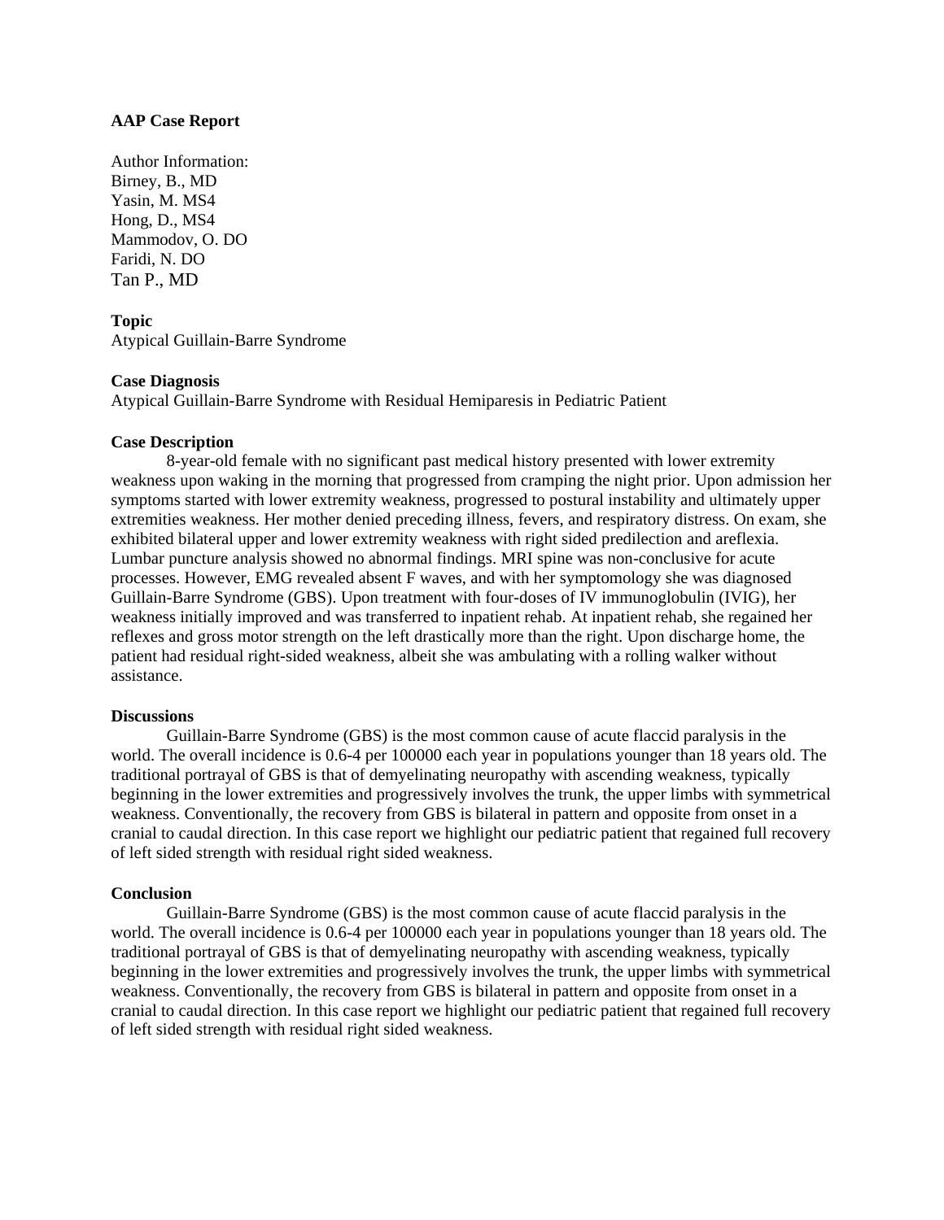**AAP Case Report**

Author Information:
Birney, B., MD
Yasin, M. MS4
Hong, D., MS4
Mammodov, O. DO
Faridi, N. DO
Tan P., MD

**Topic**
Atypical Guillain-Barre Syndrome

**Case Diagnosis**
Atypical Guillain-Barre Syndrome with Residual Hemiparesis in Pediatric Patient

**Case Description**

8-year-old female with no significant past medical history presented with lower extremity weakness upon waking in the morning that progressed from cramping the night prior. Upon admission her symptoms started with lower extremity weakness, progressed to postural instability and ultimately upper extremities weakness. Her mother denied preceding illness, fevers, and respiratory distress. On exam, she exhibited bilateral upper and lower extremity weakness with right sided predilection and areflexia. Lumbar puncture analysis showed no abnormal findings. MRI spine was non-conclusive for acute processes. However, EMG revealed absent F waves, and with her symptomology she was diagnosed Guillain-Barre Syndrome (GBS). Upon treatment with four-doses of IV immunoglobulin (IVIG), her weakness initially improved and was transferred to inpatient rehab. At inpatient rehab, she regained her reflexes and gross motor strength on the left drastically more than the right. Upon discharge home, the patient had residual right-sided weakness, albeit she was ambulating with a rolling walker without assistance.

**Discussions**

Guillain-Barre Syndrome (GBS) is the most common cause of acute flaccid paralysis in the world. The overall incidence is 0.6-4 per 100000 each year in populations younger than 18 years old. The traditional portrayal of GBS is that of demyelinating neuropathy with ascending weakness, typically beginning in the lower extremities and progressively involves the trunk, the upper limbs with symmetrical weakness. Conventionally, the recovery from GBS is bilateral in pattern and opposite from onset in a cranial to caudal direction. In this case report we highlight our pediatric patient that regained full recovery of left sided strength with residual right sided weakness.

**Conclusion**

Guillain-Barre Syndrome (GBS) is the most common cause of acute flaccid paralysis in the world. The overall incidence is 0.6-4 per 100000 each year in populations younger than 18 years old. The traditional portrayal of GBS is that of demyelinating neuropathy with ascending weakness, typically beginning in the lower extremities and progressively involves the trunk, the upper limbs with symmetrical weakness. Conventionally, the recovery from GBS is bilateral in pattern and opposite from onset in a cranial to caudal direction. In this case report we highlight our pediatric patient that regained full recovery of left sided strength with residual right sided weakness.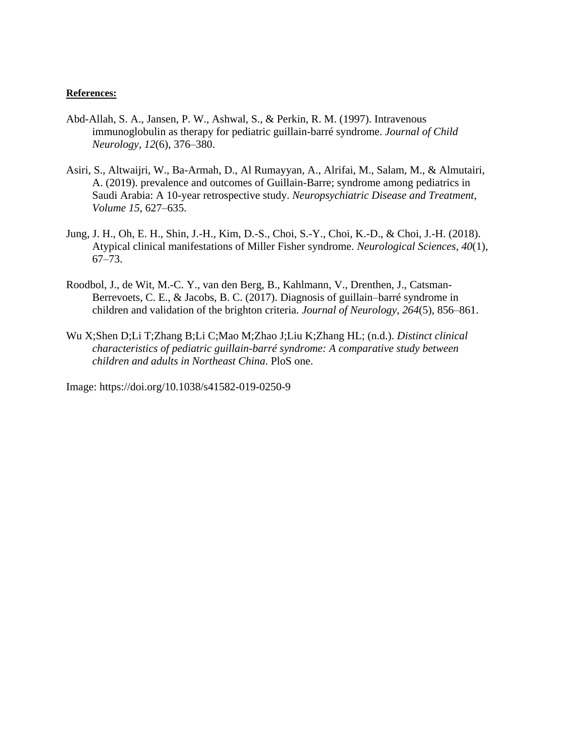**References:**

Abd-Allah, S. A., Jansen, P. W., Ashwal, S., & Perkin, R. M. (1997). Intravenous immunoglobulin as therapy for pediatric guillain-barré syndrome. *Journal of Child Neurology*, *12*(6), 376–380.

Asiri, S., Altwaijri, W., Ba-Armah, D., Al Rumayyan, A., Alrifai, M., Salam, M., & Almutairi, A. (2019). prevalence and outcomes of Guillain-Barre; syndrome among pediatrics in Saudi Arabia: A 10-year retrospective study. *Neuropsychiatric Disease and Treatment*, *Volume 15*, 627–635.

Jung, J. H., Oh, E. H., Shin, J.-H., Kim, D.-S., Choi, S.-Y., Choi, K.-D., & Choi, J.-H. (2018). Atypical clinical manifestations of Miller Fisher syndrome. *Neurological Sciences*, *40*(1), 67–73.

Roodbol, J., de Wit, M.-C. Y., van den Berg, B., Kahlmann, V., Drenthen, J., Catsman-Berrevoets, C. E., & Jacobs, B. C. (2017). Diagnosis of guillain–barré syndrome in children and validation of the brighton criteria. *Journal of Neurology*, *264*(5), 856–861.

Wu X;Shen D;Li T;Zhang B;Li C;Mao M;Zhao J;Liu K;Zhang HL; (n.d.). *Distinct clinical characteristics of pediatric guillain-barré syndrome: A comparative study between children and adults in Northeast China*. PloS one.

Image: https://doi.org/10.1038/s41582-019-0250-9